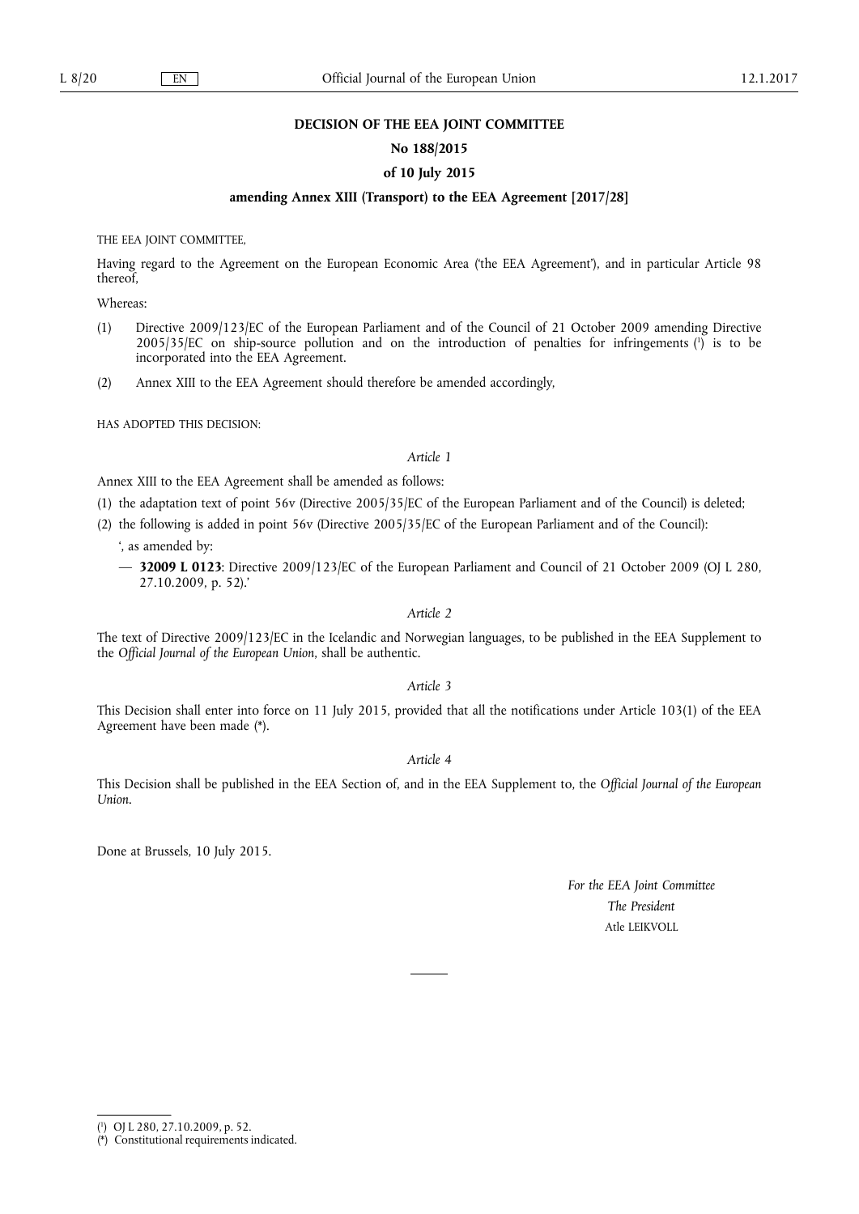**DECISION OF THE EEA JOINT COMMITTEE**

**No 188/2015**

**of 10 July 2015**

**amending Annex XIII (Transport) to the EEA Agreement [2017/28]**

THE EEA JOINT COMMITTEE,

Having regard to the Agreement on the European Economic Area ('the EEA Agreement'), and in particular Article 98 thereof,

Whereas:

(1) Directive 2009/123/EC of the European Parliament and of the Council of 21 October 2009 amending Directive 2005/35/EC on ship-source pollution and on the introduction of penalties for infringements [1] is to be incorporated into the EEA Agreement.

(2) Annex XIII to the EEA Agreement should therefore be amended accordingly,

HAS ADOPTED THIS DECISION:

*Article 1*

Annex XIII to the EEA Agreement shall be amended as follows:

(1) the adaptation text of point 56v (Directive 2005/35/EC of the European Parliament and of the Council) is deleted;

(2) the following is added in point 56v (Directive 2005/35/EC of the European Parliament and of the Council):

', as amended by:

— **32009 L 0123**: Directive 2009/123/EC of the European Parliament and Council of 21 October 2009 (OJ L 280, 27.10.2009, p. 52).'

*Article 2*

The text of Directive 2009/123/EC in the Icelandic and Norwegian languages, to be published in the EEA Supplement to the *Official Journal of the European Union*, shall be authentic.

*Article 3*

This Decision shall enter into force on 11 July 2015, provided that all the notifications under Article 103(1) of the EEA Agreement have been made (*).

*Article 4*

This Decision shall be published in the EEA Section of, and in the EEA Supplement to, the *Official Journal of the European Union*.

Done at Brussels, 10 July 2015.

*For the EEA Joint Committee*

*The President*

Atle LEIKVOLL

---

[1] OJ L 280, 27.10.2009, p. 52.

(*) Constitutional requirements indicated.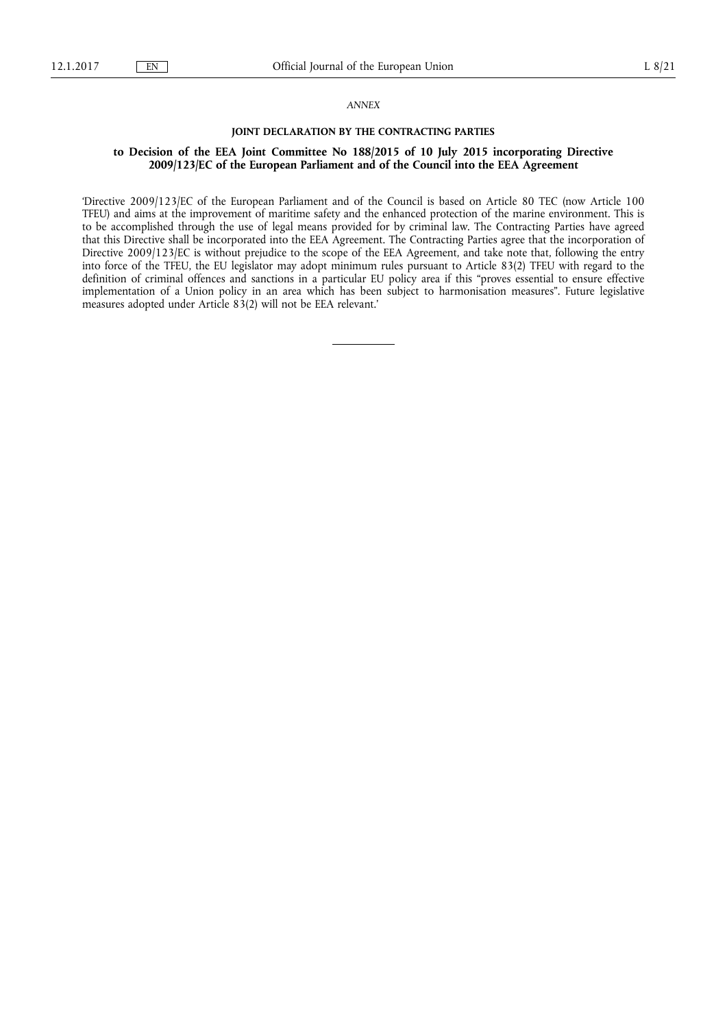*ANNEX*

**JOINT DECLARATION BY THE CONTRACTING PARTIES**

**to Decision of the EEA Joint Committee No 188/2015 of 10 July 2015 incorporating Directive 2009/123/EC of the European Parliament and of the Council into the EEA Agreement**

'Directive 2009/123/EC of the European Parliament and of the Council is based on Article 80 TEC (now Article 100 TFEU) and aims at the improvement of maritime safety and the enhanced protection of the marine environment. This is to be accomplished through the use of legal means provided for by criminal law. The Contracting Parties have agreed that this Directive shall be incorporated into the EEA Agreement. The Contracting Parties agree that the incorporation of Directive 2009/123/EC is without prejudice to the scope of the EEA Agreement, and take note that, following the entry into force of the TFEU, the EU legislator may adopt minimum rules pursuant to Article 83(2) TFEU with regard to the definition of criminal offences and sanctions in a particular EU policy area if this "proves essential to ensure effective implementation of a Union policy in an area which has been subject to harmonisation measures". Future legislative measures adopted under Article 83(2) will not be EEA relevant.'